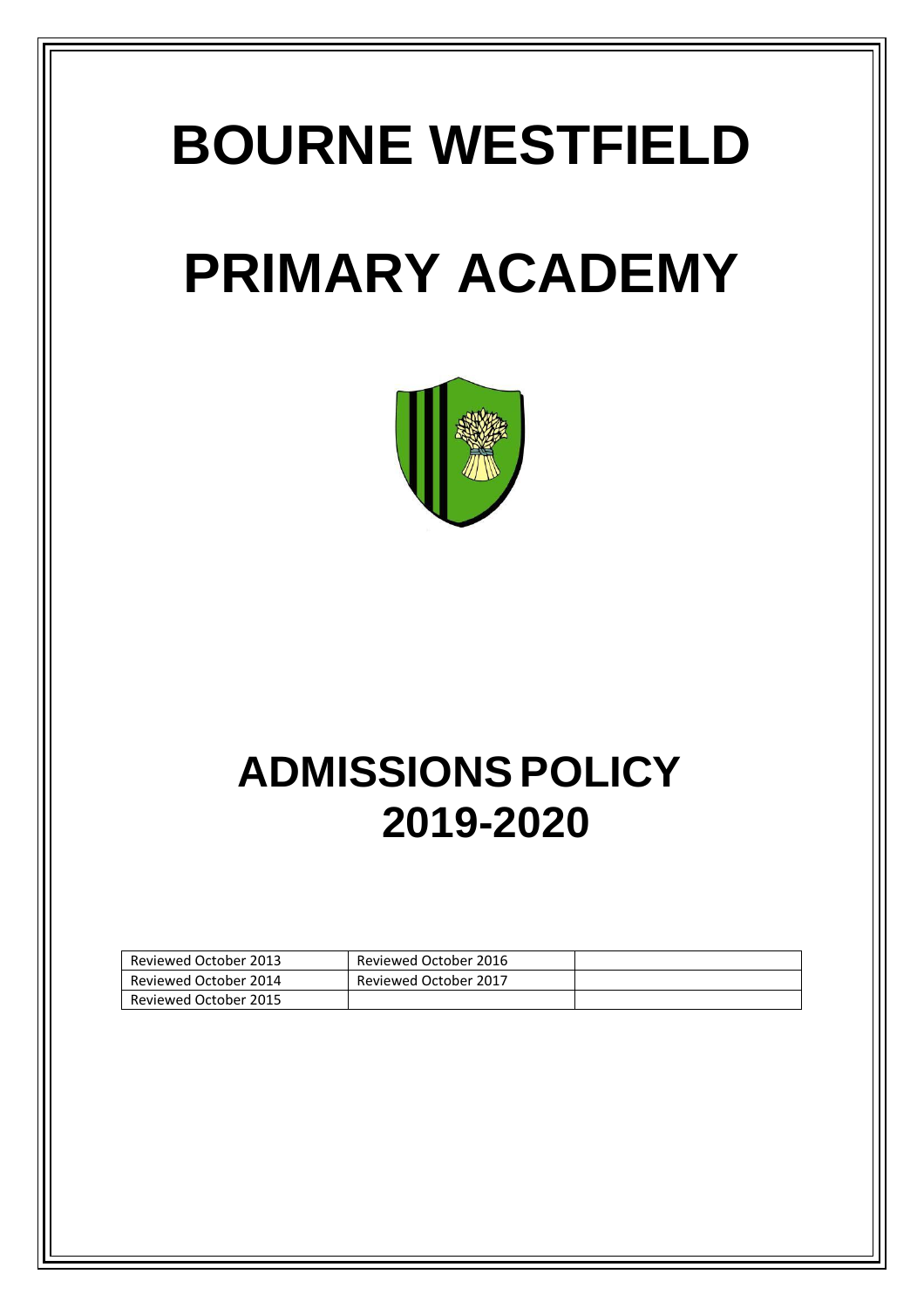# BOURNE WESTFIELD

# PRIMARY ACADEMY

# ADMISSIONS POLICY 2019-2020

| Reviewed October 2013 | Reviewed October 2016 | |
|---|---|---|
| Reviewed October 2014 | Reviewed October 2017 | |
| Reviewed October 2015 | | |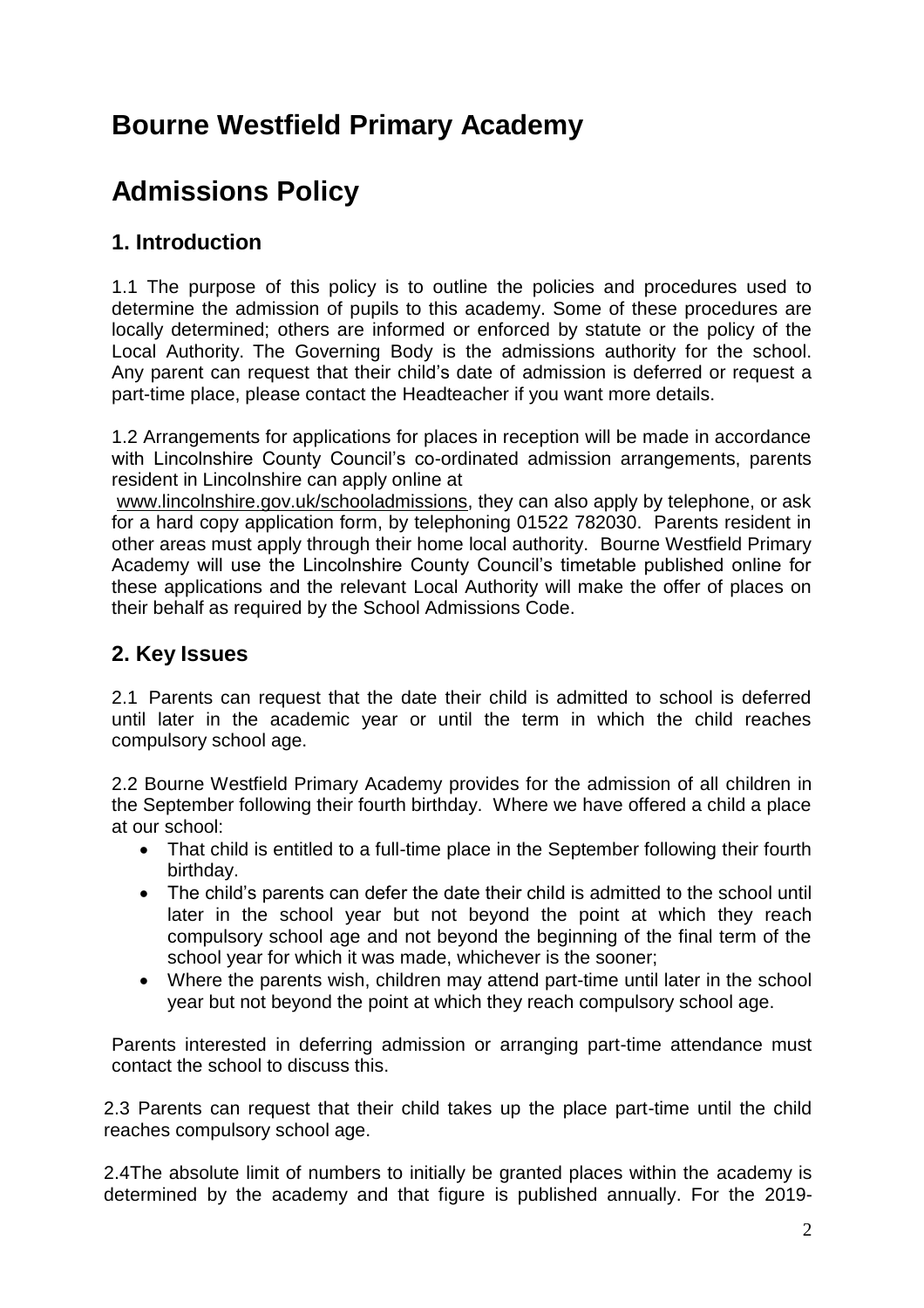# Bourne Westfield Primary Academy

# Admissions Policy

## 1. Introduction

1.1 The purpose of this policy is to outline the policies and procedures used to determine the admission of pupils to this academy. Some of these procedures are locally determined; others are informed or enforced by statute or the policy of the Local Authority. The Governing Body is the admissions authority for the school. Any parent can request that their child's date of admission is deferred or request a part-time place, please contact the Headteacher if you want more details.

1.2 Arrangements for applications for places in reception will be made in accordance with Lincolnshire County Council's co-ordinated admission arrangements, parents resident in Lincolnshire can apply online at www.lincolnshire.gov.uk/schooladmissions, they can also apply by telephone, or ask for a hard copy application form, by telephoning 01522 782030. Parents resident in other areas must apply through their home local authority. Bourne Westfield Primary Academy will use the Lincolnshire County Council's timetable published online for these applications and the relevant Local Authority will make the offer of places on their behalf as required by the School Admissions Code.

## 2. Key Issues

2.1 Parents can request that the date their child is admitted to school is deferred until later in the academic year or until the term in which the child reaches compulsory school age.

2.2 Bourne Westfield Primary Academy provides for the admission of all children in the September following their fourth birthday. Where we have offered a child a place at our school:

- That child is entitled to a full-time place in the September following their fourth birthday.
- The child's parents can defer the date their child is admitted to the school until later in the school year but not beyond the point at which they reach compulsory school age and not beyond the beginning of the final term of the school year for which it was made, whichever is the sooner;
- Where the parents wish, children may attend part-time until later in the school year but not beyond the point at which they reach compulsory school age.

Parents interested in deferring admission or arranging part-time attendance must contact the school to discuss this.

2.3 Parents can request that their child takes up the place part-time until the child reaches compulsory school age.

2.4The absolute limit of numbers to initially be granted places within the academy is determined by the academy and that figure is published annually. For the 2019-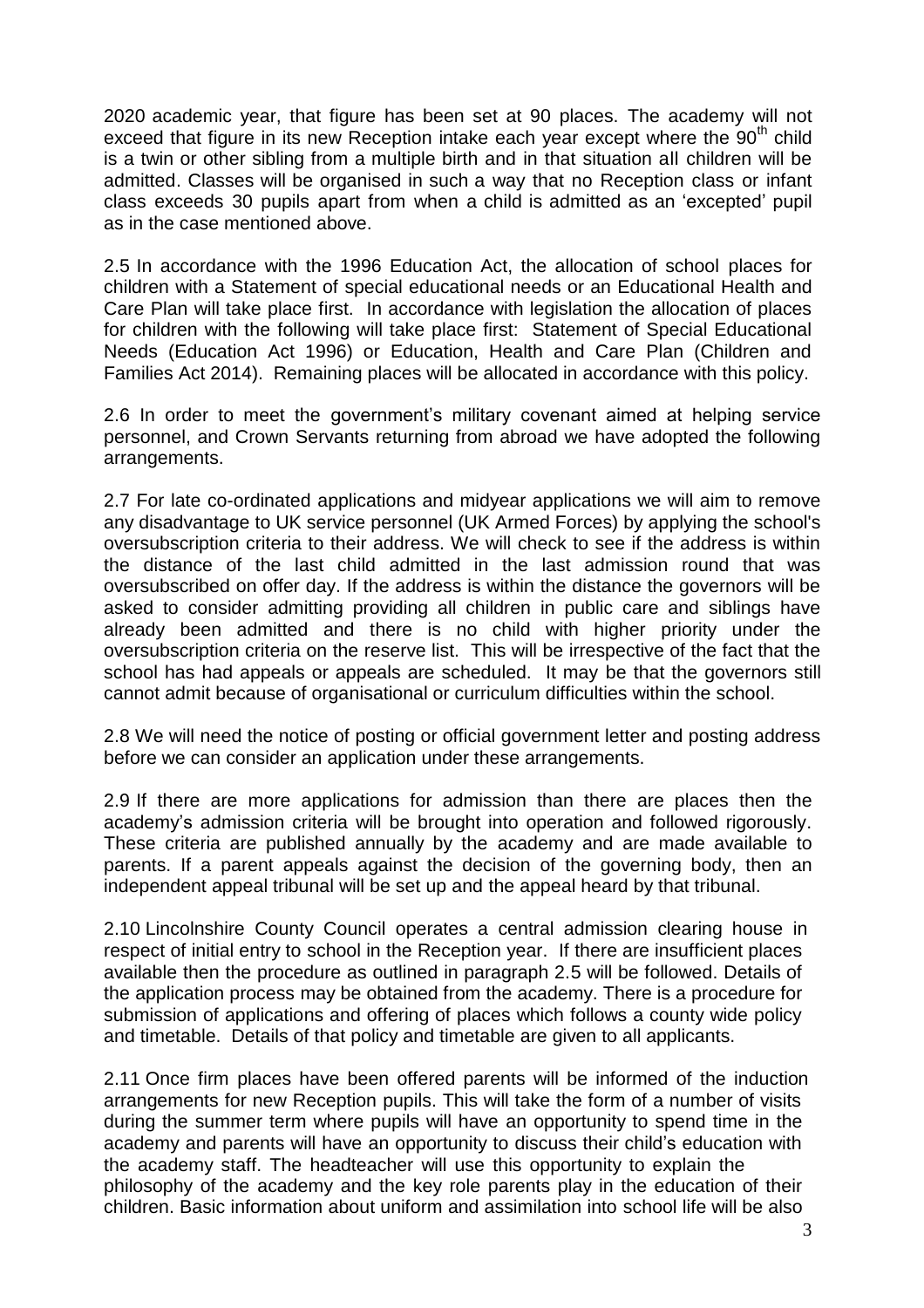2020 academic year, that figure has been set at 90 places. The academy will not exceed that figure in its new Reception intake each year except where the 90th child is a twin or other sibling from a multiple birth and in that situation all children will be admitted. Classes will be organised in such a way that no Reception class or infant class exceeds 30 pupils apart from when a child is admitted as an 'excepted' pupil as in the case mentioned above.

2.5 In accordance with the 1996 Education Act, the allocation of school places for children with a Statement of special educational needs or an Educational Health and Care Plan will take place first. In accordance with legislation the allocation of places for children with the following will take place first: Statement of Special Educational Needs (Education Act 1996) or Education, Health and Care Plan (Children and Families Act 2014). Remaining places will be allocated in accordance with this policy.

2.6 In order to meet the government's military covenant aimed at helping service personnel, and Crown Servants returning from abroad we have adopted the following arrangements.

2.7 For late co-ordinated applications and midyear applications we will aim to remove any disadvantage to UK service personnel (UK Armed Forces) by applying the school's oversubscription criteria to their address. We will check to see if the address is within the distance of the last child admitted in the last admission round that was oversubscribed on offer day. If the address is within the distance the governors will be asked to consider admitting providing all children in public care and siblings have already been admitted and there is no child with higher priority under the oversubscription criteria on the reserve list. This will be irrespective of the fact that the school has had appeals or appeals are scheduled. It may be that the governors still cannot admit because of organisational or curriculum difficulties within the school.

2.8 We will need the notice of posting or official government letter and posting address before we can consider an application under these arrangements.

2.9 If there are more applications for admission than there are places then the academy's admission criteria will be brought into operation and followed rigorously. These criteria are published annually by the academy and are made available to parents. If a parent appeals against the decision of the governing body, then an independent appeal tribunal will be set up and the appeal heard by that tribunal.

2.10 Lincolnshire County Council operates a central admission clearing house in respect of initial entry to school in the Reception year. If there are insufficient places available then the procedure as outlined in paragraph 2.5 will be followed. Details of the application process may be obtained from the academy. There is a procedure for submission of applications and offering of places which follows a county wide policy and timetable. Details of that policy and timetable are given to all applicants.

2.11 Once firm places have been offered parents will be informed of the induction arrangements for new Reception pupils. This will take the form of a number of visits during the summer term where pupils will have an opportunity to spend time in the academy and parents will have an opportunity to discuss their child's education with the academy staff. The headteacher will use this opportunity to explain the philosophy of the academy and the key role parents play in the education of their children. Basic information about uniform and assimilation into school life will be also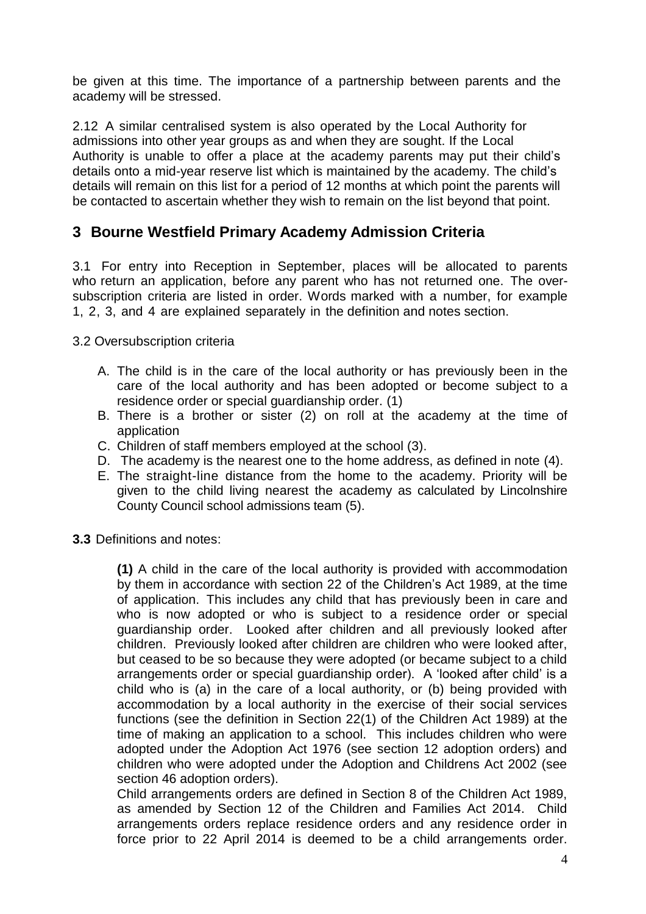be given at this time. The importance of a partnership between parents and the academy will be stressed.

2.12 A similar centralised system is also operated by the Local Authority for admissions into other year groups as and when they are sought. If the Local Authority is unable to offer a place at the academy parents may put their child's details onto a mid-year reserve list which is maintained by the academy. The child's details will remain on this list for a period of 12 months at which point the parents will be contacted to ascertain whether they wish to remain on the list beyond that point.

## 3 Bourne Westfield Primary Academy Admission Criteria

3.1 For entry into Reception in September, places will be allocated to parents who return an application, before any parent who has not returned one. The over-subscription criteria are listed in order. Words marked with a number, for example 1, 2, 3, and 4 are explained separately in the definition and notes section.

3.2 Oversubscription criteria

A. The child is in the care of the local authority or has previously been in the care of the local authority and has been adopted or become subject to a residence order or special guardianship order. (1)
B. There is a brother or sister (2) on roll at the academy at the time of application
C. Children of staff members employed at the school (3).
D. The academy is the nearest one to the home address, as defined in note (4).
E. The straight-line distance from the home to the academy. Priority will be given to the child living nearest the academy as calculated by Lincolnshire County Council school admissions team (5).

**3.3** Definitions and notes:

**(1)** A child in the care of the local authority is provided with accommodation by them in accordance with section 22 of the Children's Act 1989, at the time of application. This includes any child that has previously been in care and who is now adopted or who is subject to a residence order or special guardianship order. Looked after children and all previously looked after children. Previously looked after children are children who were looked after, but ceased to be so because they were adopted (or became subject to a child arrangements order or special guardianship order). A 'looked after child' is a child who is (a) in the care of a local authority, or (b) being provided with accommodation by a local authority in the exercise of their social services functions (see the definition in Section 22(1) of the Children Act 1989) at the time of making an application to a school. This includes children who were adopted under the Adoption Act 1976 (see section 12 adoption orders) and children who were adopted under the Adoption and Childrens Act 2002 (see section 46 adoption orders).
Child arrangements orders are defined in Section 8 of the Children Act 1989, as amended by Section 12 of the Children and Families Act 2014. Child arrangements orders replace residence orders and any residence order in force prior to 22 April 2014 is deemed to be a child arrangements order.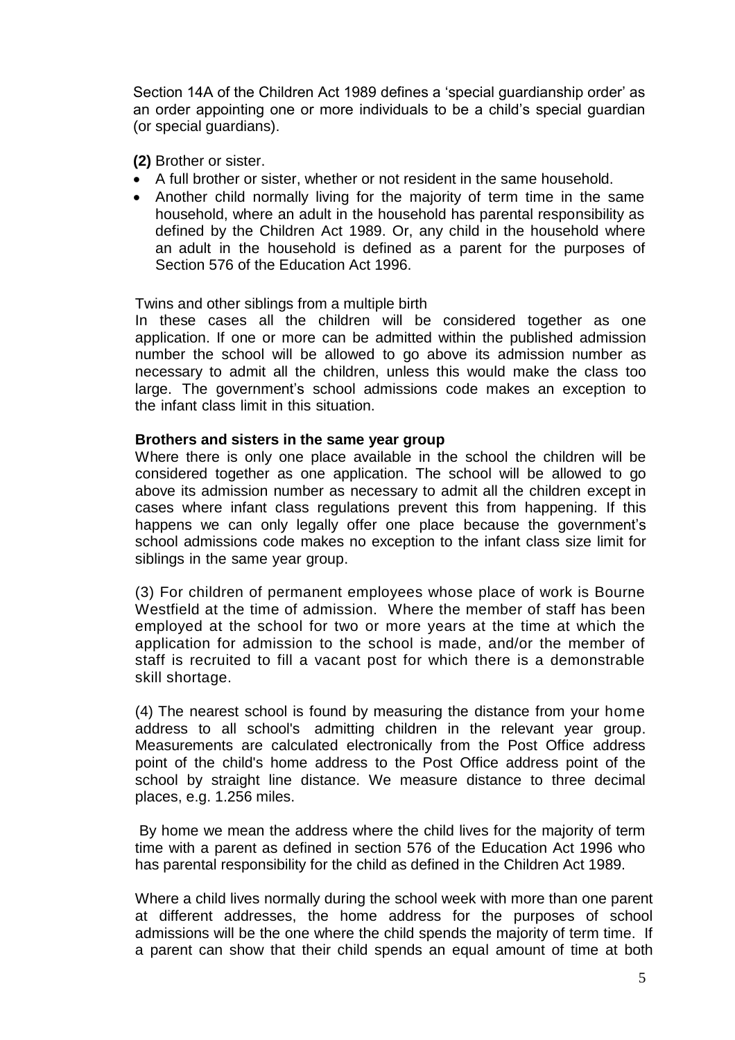Section 14A of the Children Act 1989 defines a 'special guardianship order' as an order appointing one or more individuals to be a child's special guardian (or special guardians).

**(2)** Brother or sister.

- A full brother or sister, whether or not resident in the same household.
- Another child normally living for the majority of term time in the same household, where an adult in the household has parental responsibility as defined by the Children Act 1989. Or, any child in the household where an adult in the household is defined as a parent for the purposes of Section 576 of the Education Act 1996.

Twins and other siblings from a multiple birth

In these cases all the children will be considered together as one application. If one or more can be admitted within the published admission number the school will be allowed to go above its admission number as necessary to admit all the children, unless this would make the class too large. The government's school admissions code makes an exception to the infant class limit in this situation.

**Brothers and sisters in the same year group**

Where there is only one place available in the school the children will be considered together as one application. The school will be allowed to go above its admission number as necessary to admit all the children except in cases where infant class regulations prevent this from happening. If this happens we can only legally offer one place because the government's school admissions code makes no exception to the infant class size limit for siblings in the same year group.

(3) For children of permanent employees whose place of work is Bourne Westfield at the time of admission. Where the member of staff has been employed at the school for two or more years at the time at which the application for admission to the school is made, and/or the member of staff is recruited to fill a vacant post for which there is a demonstrable skill shortage.

(4) The nearest school is found by measuring the distance from your home address to all school's admitting children in the relevant year group. Measurements are calculated electronically from the Post Office address point of the child's home address to the Post Office address point of the school by straight line distance. We measure distance to three decimal places, e.g. 1.256 miles.

By home we mean the address where the child lives for the majority of term time with a parent as defined in section 576 of the Education Act 1996 who has parental responsibility for the child as defined in the Children Act 1989.

Where a child lives normally during the school week with more than one parent at different addresses, the home address for the purposes of school admissions will be the one where the child spends the majority of term time. If a parent can show that their child spends an equal amount of time at both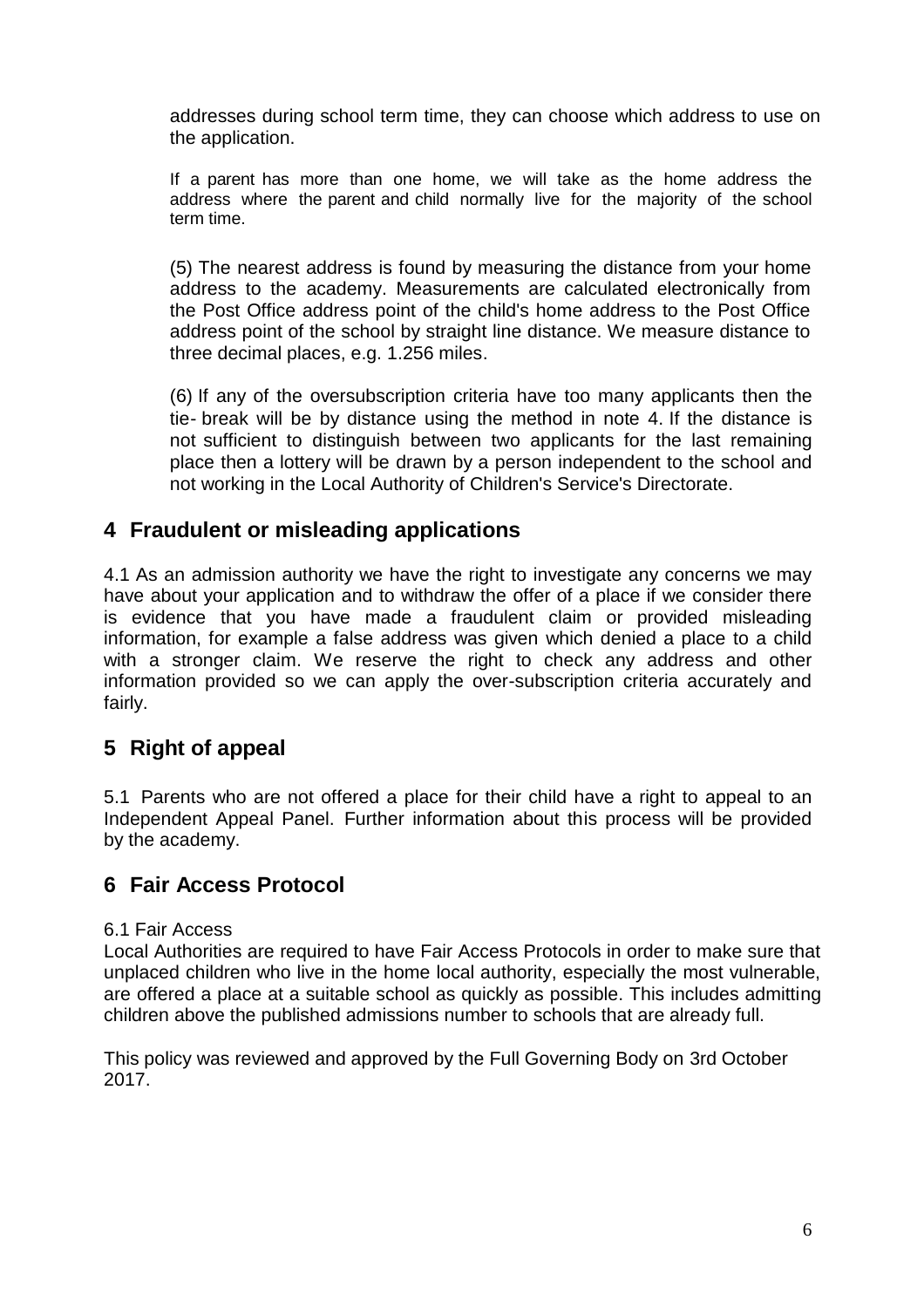addresses during school term time, they can choose which address to use on the application.

If a parent has more than one home, we will take as the home address the address where the parent and child normally live for the majority of the school term time.

(5) The nearest address is found by measuring the distance from your home address to the academy. Measurements are calculated electronically from the Post Office address point of the child's home address to the Post Office address point of the school by straight line distance. We measure distance to three decimal places, e.g. 1.256 miles.

(6) If any of the oversubscription criteria have too many applicants then the tie- break will be by distance using the method in note 4. If the distance is not sufficient to distinguish between two applicants for the last remaining place then a lottery will be drawn by a person independent to the school and not working in the Local Authority of Children's Service's Directorate.

## 4 Fraudulent or misleading applications

4.1 As an admission authority we have the right to investigate any concerns we may have about your application and to withdraw the offer of a place if we consider there is evidence that you have made a fraudulent claim or provided misleading information, for example a false address was given which denied a place to a child with a stronger claim. We reserve the right to check any address and other information provided so we can apply the over-subscription criteria accurately and fairly.

## 5 Right of appeal

5.1 Parents who are not offered a place for their child have a right to appeal to an Independent Appeal Panel. Further information about this process will be provided by the academy.

## 6 Fair Access Protocol

6.1 Fair Access
Local Authorities are required to have Fair Access Protocols in order to make sure that unplaced children who live in the home local authority, especially the most vulnerable, are offered a place at a suitable school as quickly as possible. This includes admitting children above the published admissions number to schools that are already full.

This policy was reviewed and approved by the Full Governing Body on 3rd October 2017.